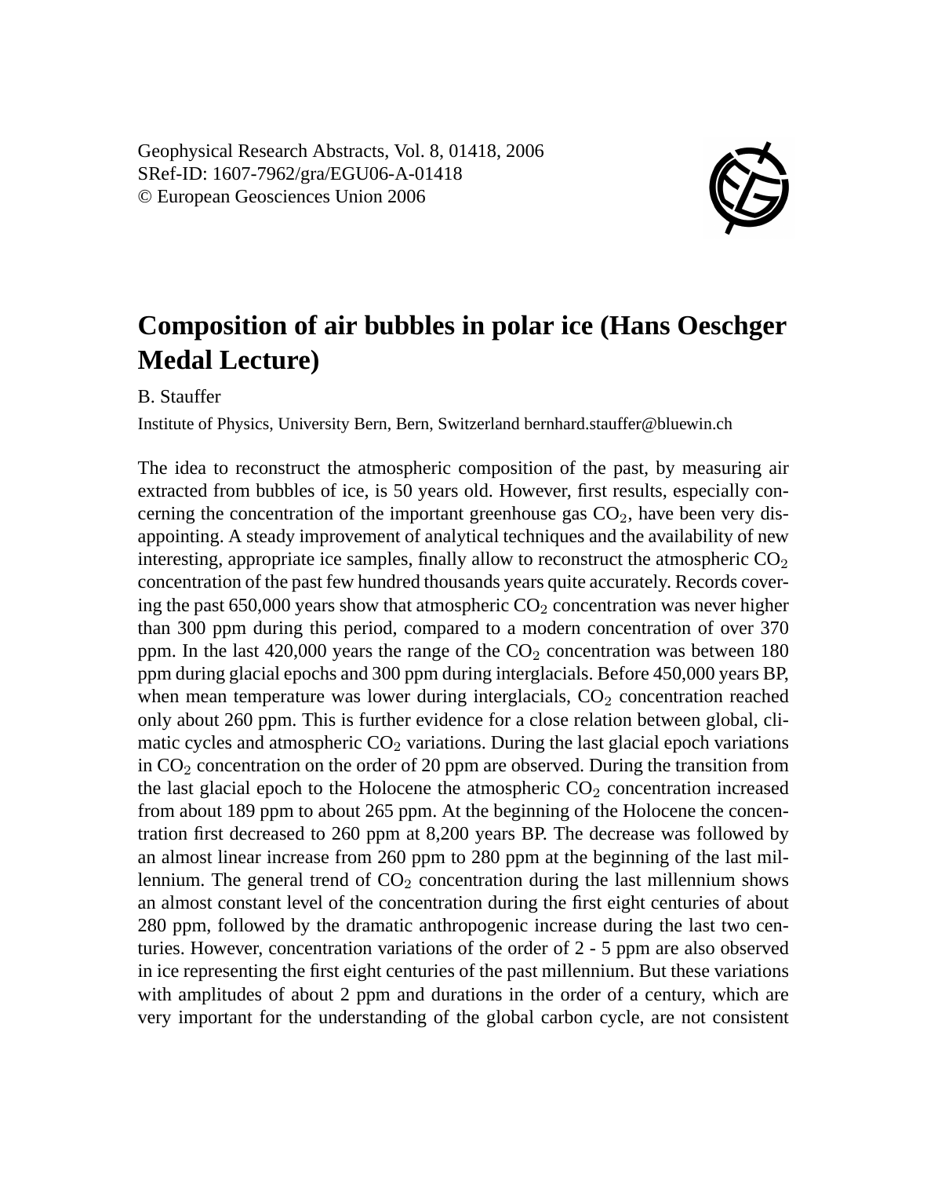Geophysical Research Abstracts, Vol. 8, 01418, 2006
SRef-ID: 1607-7962/gra/EGU06-A-01418
© European Geosciences Union 2006

# Composition of air bubbles in polar ice (Hans Oeschger Medal Lecture)

B. Stauffer

Institute of Physics, University Bern, Bern, Switzerland bernhard.stauffer@bluewin.ch

The idea to reconstruct the atmospheric composition of the past, by measuring air extracted from bubbles of ice, is 50 years old. However, first results, especially concerning the concentration of the important greenhouse gas $CO_2$, have been very disappointing. A steady improvement of analytical techniques and the availability of new interesting, appropriate ice samples, finally allow to reconstruct the atmospheric $CO_2$ concentration of the past few hundred thousands years quite accurately. Records covering the past 650,000 years show that atmospheric $CO_2$ concentration was never higher than 300 ppm during this period, compared to a modern concentration of over 370 ppm. In the last 420,000 years the range of the $CO_2$ concentration was between 180 ppm during glacial epochs and 300 ppm during interglacials. Before 450,000 years BP, when mean temperature was lower during interglacials, $CO_2$ concentration reached only about 260 ppm. This is further evidence for a close relation between global, climatic cycles and atmospheric $CO_2$ variations. During the last glacial epoch variations in $CO_2$ concentration on the order of 20 ppm are observed. During the transition from the last glacial epoch to the Holocene the atmospheric $CO_2$ concentration increased from about 189 ppm to about 265 ppm. At the beginning of the Holocene the concentration first decreased to 260 ppm at 8,200 years BP. The decrease was followed by an almost linear increase from 260 ppm to 280 ppm at the beginning of the last millennium. The general trend of $CO_2$ concentration during the last millennium shows an almost constant level of the concentration during the first eight centuries of about 280 ppm, followed by the dramatic anthropogenic increase during the last two centuries. However, concentration variations of the order of 2 - 5 ppm are also observed in ice representing the first eight centuries of the past millennium. But these variations with amplitudes of about 2 ppm and durations in the order of a century, which are very important for the understanding of the global carbon cycle, are not consistent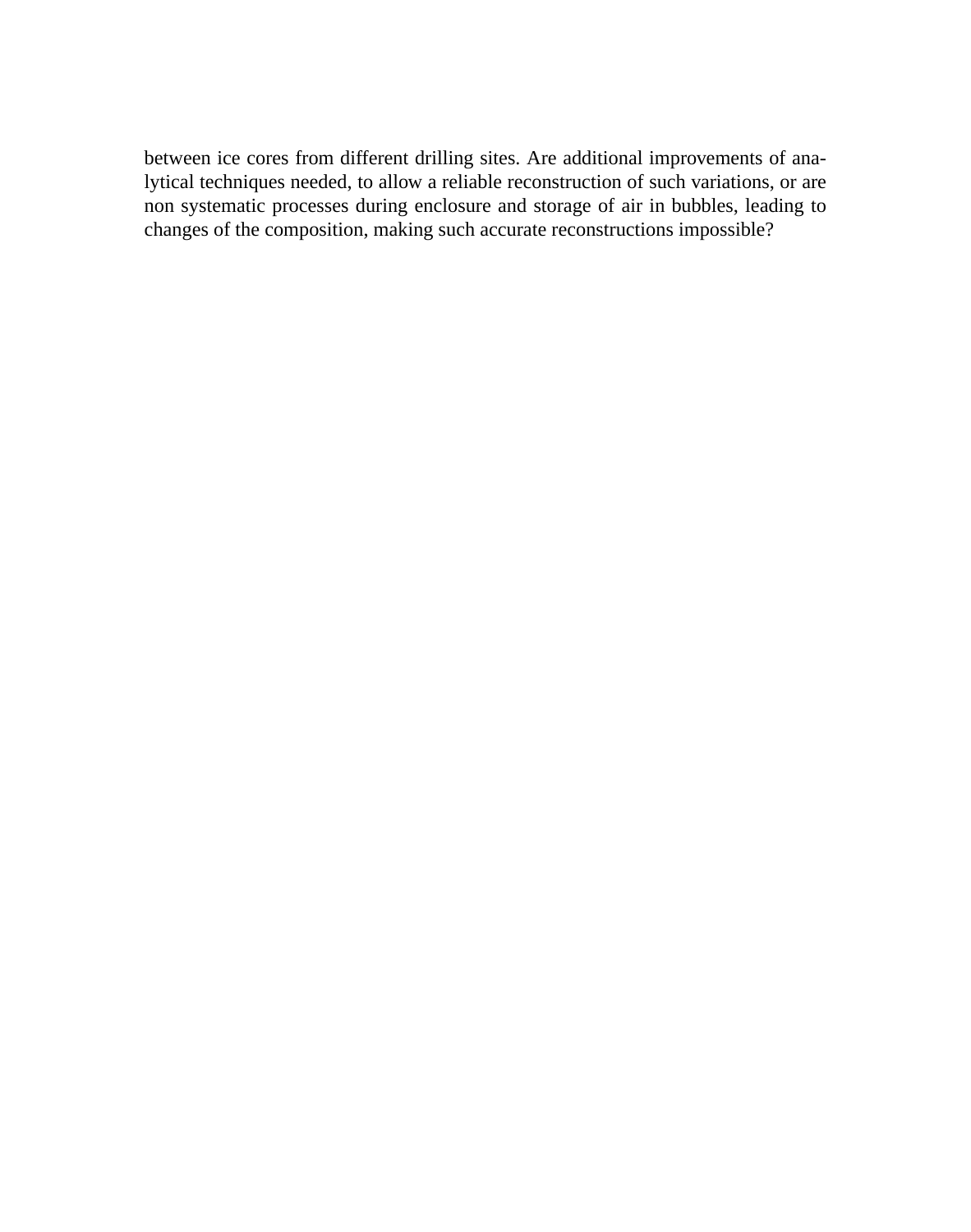between ice cores from different drilling sites. Are additional improvements of analytical techniques needed, to allow a reliable reconstruction of such variations, or are non systematic processes during enclosure and storage of air in bubbles, leading to changes of the composition, making such accurate reconstructions impossible?